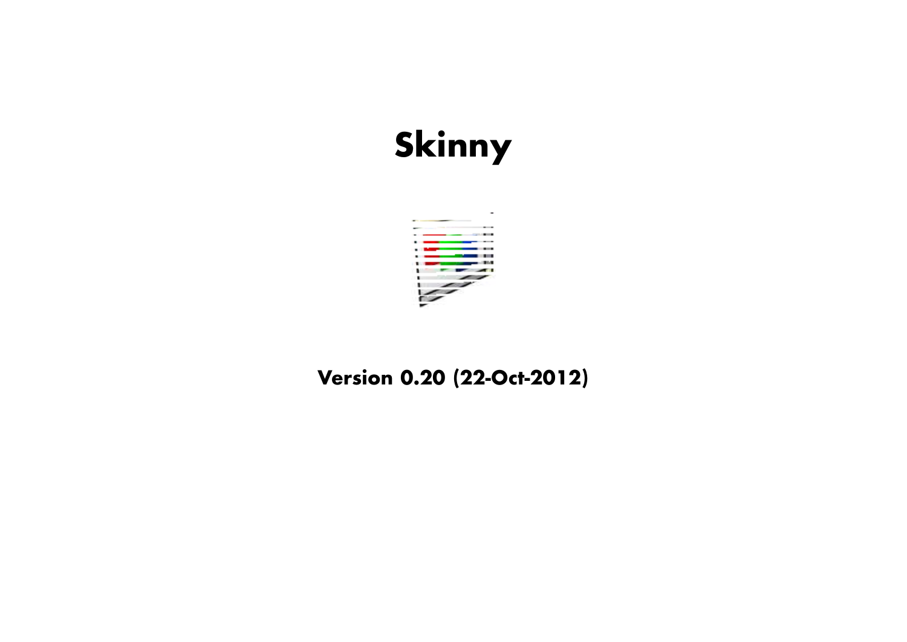# Skinny

**Version 0.20 (22-Oct-2012)**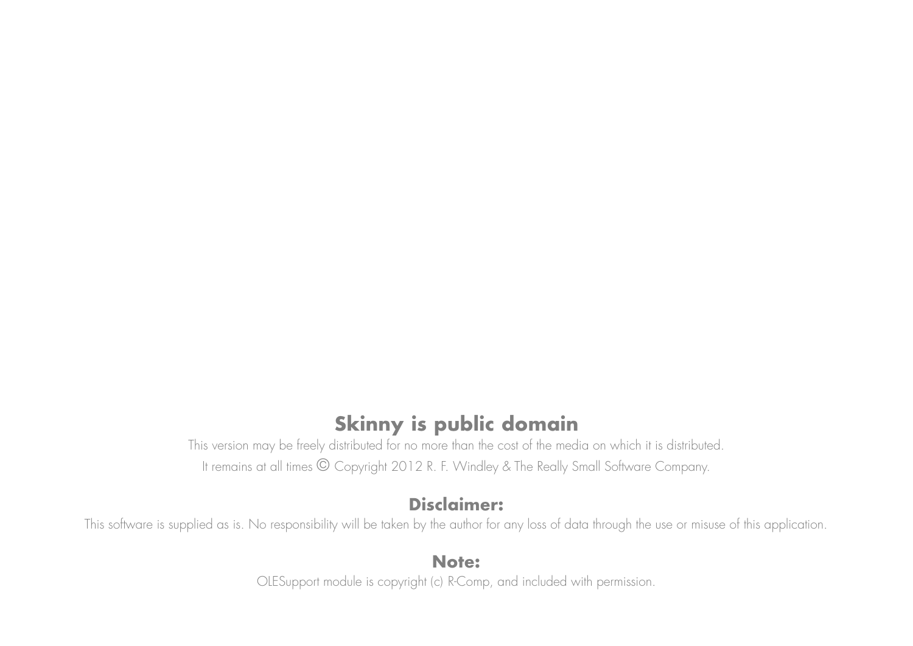## Skinny is public domain

This version may be freely distributed for no more than the cost of the media on which it is distributed.

It remains at all times © Copyright 2012 R. F. Windley & The Really Small Software Company.

**Disclaimer:**

This software is supplied as is. No responsibility will be taken by the author for any loss of data through the use or misuse of this application.

**Note:**

OLESupport module is copyright (c) R-Comp, and included with permission.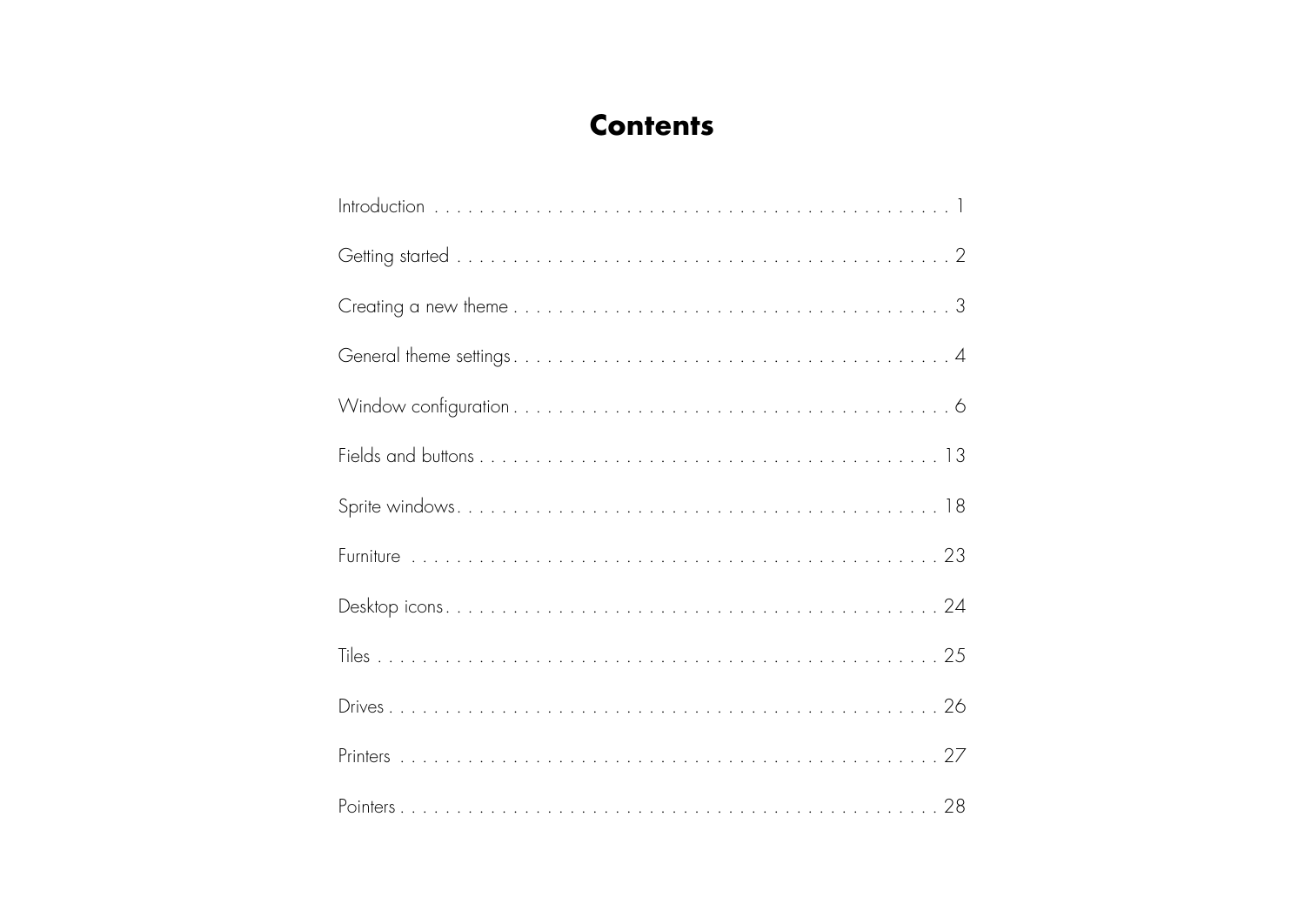# Contents

| Section | Page |
|---|---|
| Introduction | 1 |
| Getting started | 2 |
| Creating a new theme | 3 |
| General theme settings | 4 |
| Window configuration | 6 |
| Fields and buttons | 13 |
| Sprite windows | 18 |
| Furniture | 23 |
| Desktop icons | 24 |
| Tiles | 25 |
| Drives | 26 |
| Printers | 27 |
| Pointers | 28 |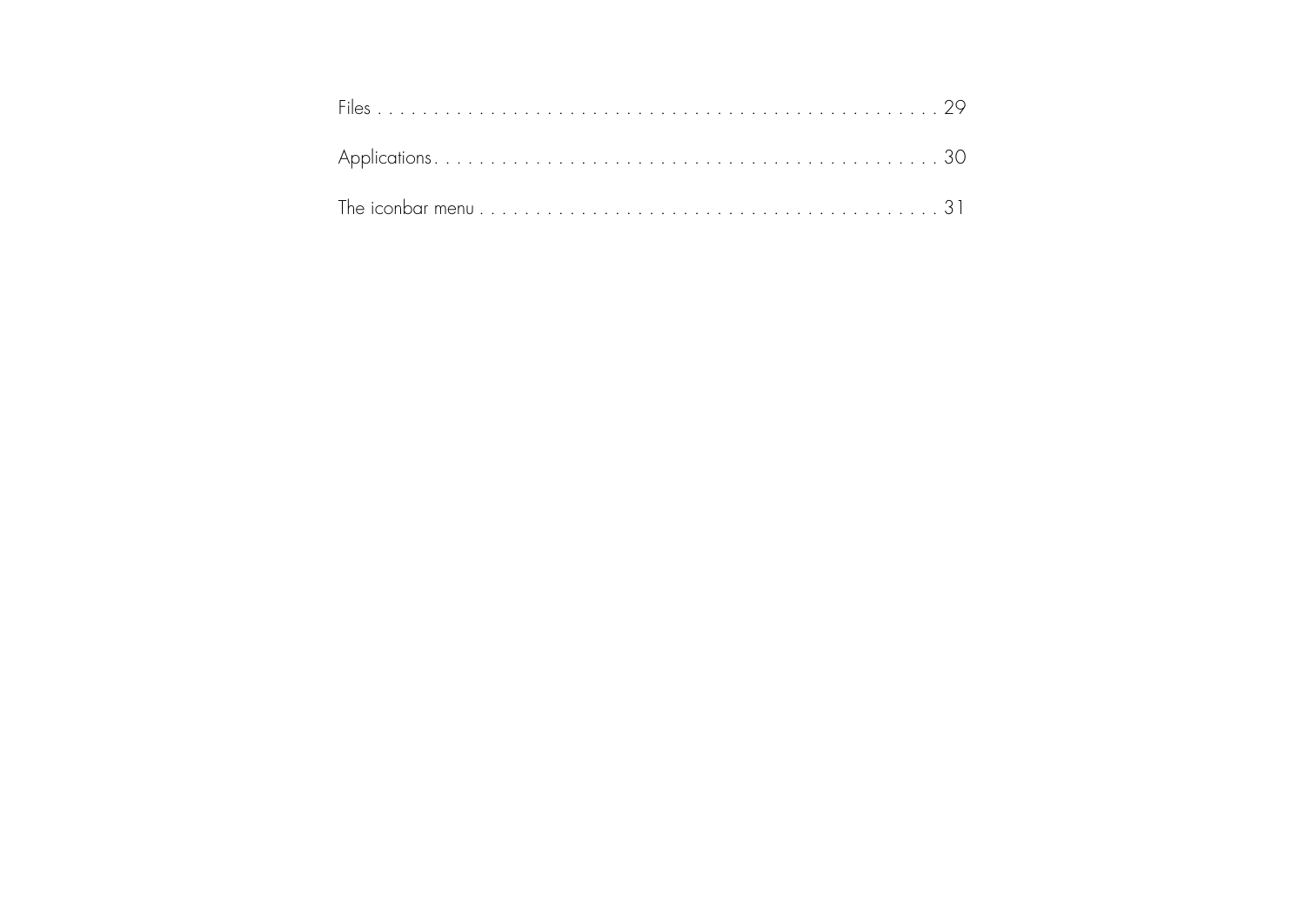Files . . . . . . . . . . . . . . . . . . . . . . . . . . . . . . . . . . . . . . . . . . . . . . . . 29

Applications. . . . . . . . . . . . . . . . . . . . . . . . . . . . . . . . . . . . . . . . . . . . . 30

The iconbar menu . . . . . . . . . . . . . . . . . . . . . . . . . . . . . . . . . . . . . . . . . 31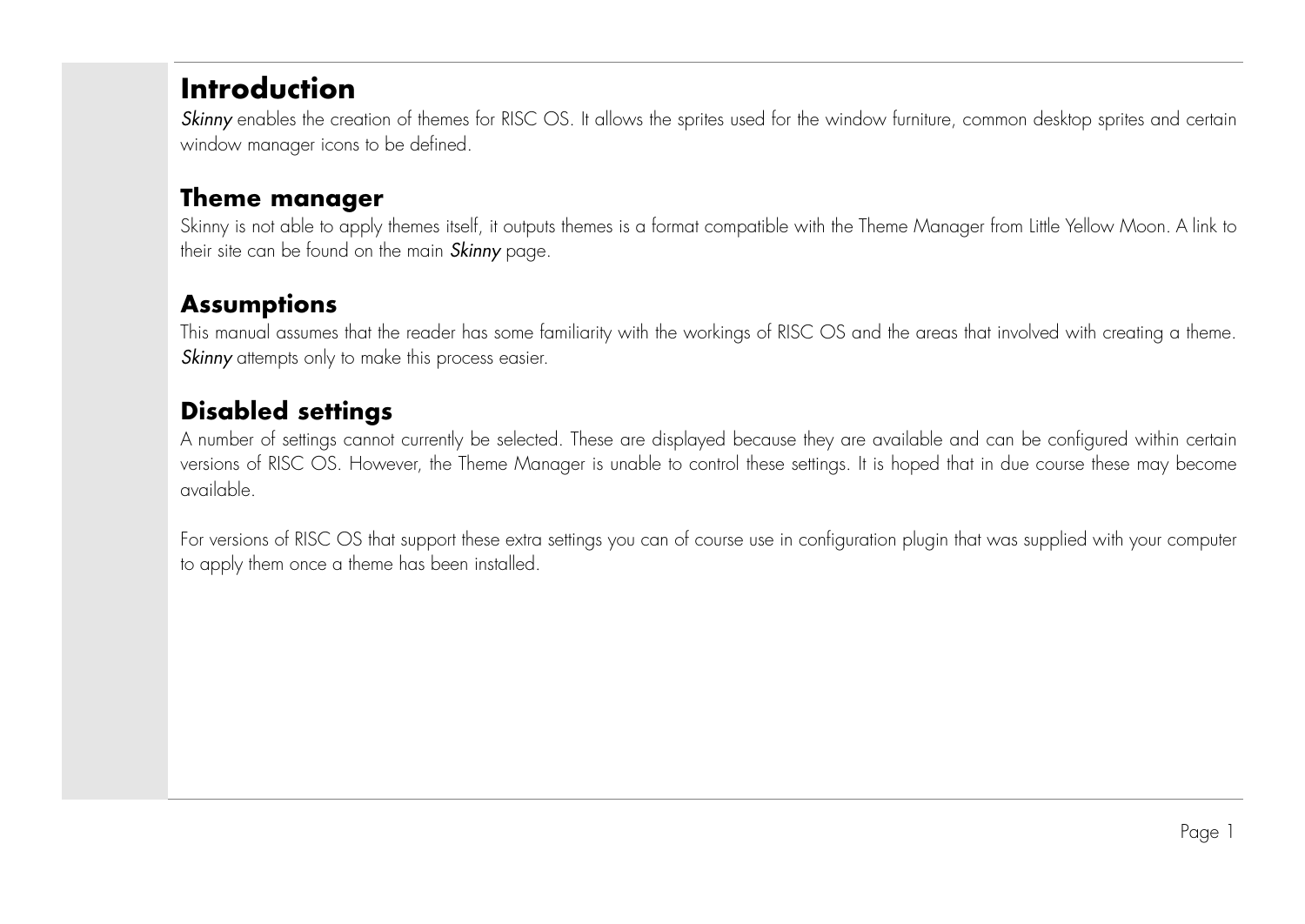# Introduction

*Skinny* enables the creation of themes for RISC OS. It allows the sprites used for the window furniture, common desktop sprites and certain window manager icons to be defined.

## Theme manager

Skinny is not able to apply themes itself, it outputs themes is a format compatible with the Theme Manager from Little Yellow Moon. A link to their site can be found on the main *Skinny* page.

## Assumptions

This manual assumes that the reader has some familiarity with the workings of RISC OS and the areas that involved with creating a theme. *Skinny* attempts only to make this process easier.

## Disabled settings

A number of settings cannot currently be selected. These are displayed because they are available and can be configured within certain versions of RISC OS. However, the Theme Manager is unable to control these settings. It is hoped that in due course these may become available.

For versions of RISC OS that support these extra settings you can of course use in configuration plugin that was supplied with your computer to apply them once a theme has been installed.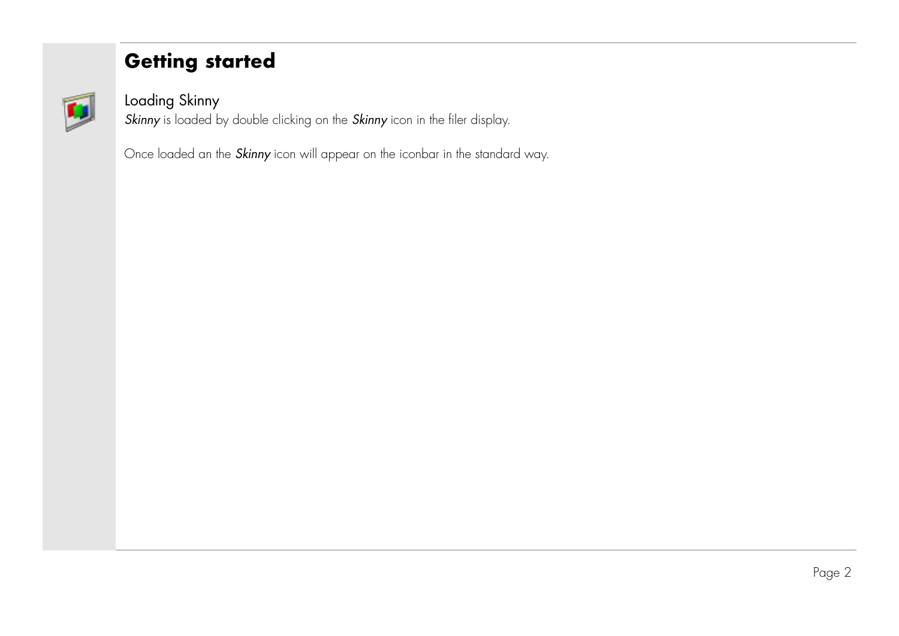# Getting started

## Loading Skinny

*Skinny* is loaded by double clicking on the *Skinny* icon in the filer display.

Once loaded an the *Skinny* icon will appear on the iconbar in the standard way.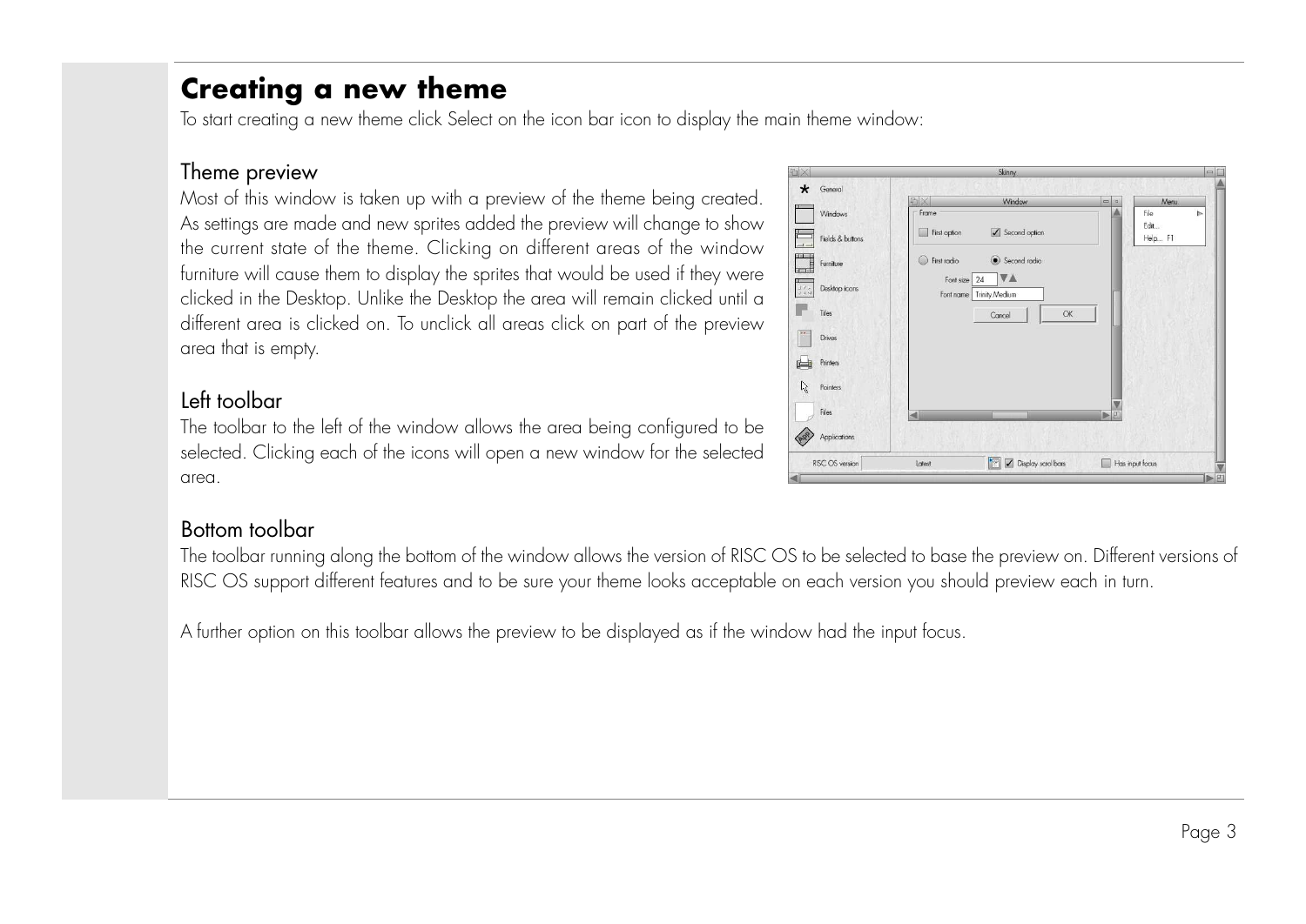# Creating a new theme

To start creating a new theme click Select on the icon bar icon to display the main theme window:

## Theme preview

Most of this window is taken up with a preview of the theme being created. As settings are made and new sprites added the preview will change to show the current state of the theme. Clicking on different areas of the window furniture will cause them to display the sprites that would be used if they were clicked in the Desktop. Unlike the Desktop the area will remain clicked until a different area is clicked on. To unclick all areas click on part of the preview area that is empty.

## Left toolbar

The toolbar to the left of the window allows the area being configured to be selected. Clicking each of the icons will open a new window for the selected area.

## Bottom toolbar

The toolbar running along the bottom of the window allows the version of RISC OS to be selected to base the preview on. Different versions of RISC OS support different features and to be sure your theme looks acceptable on each version you should preview each in turn.

A further option on this toolbar allows the preview to be displayed as if the window had the input focus.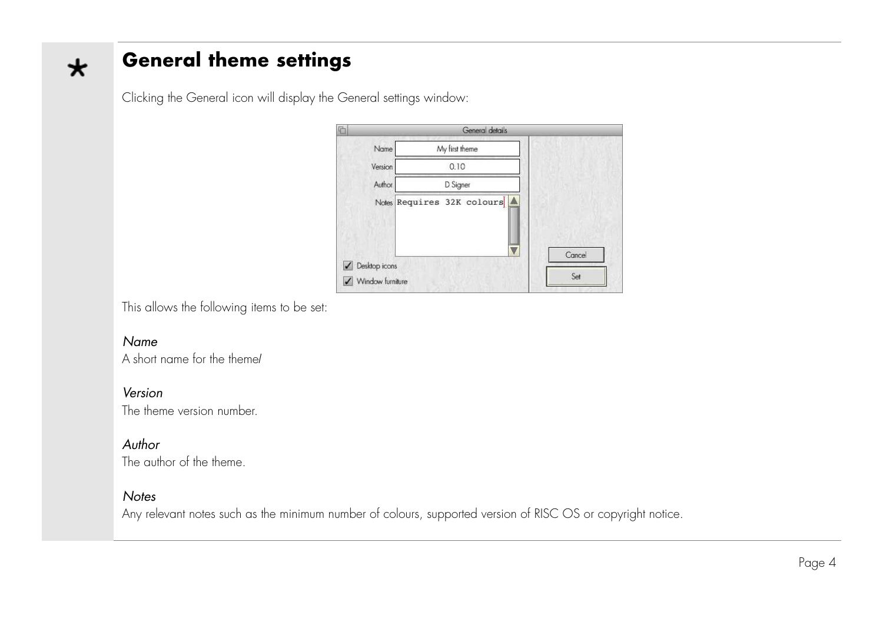# General theme settings

Clicking the General icon will display the General settings window:

This allows the following items to be set:

*Name*
A short name for the theme/

*Version*
The theme version number.

*Author*
The author of the theme.

*Notes*
Any relevant notes such as the minimum number of colours, supported version of RISC OS or copyright notice.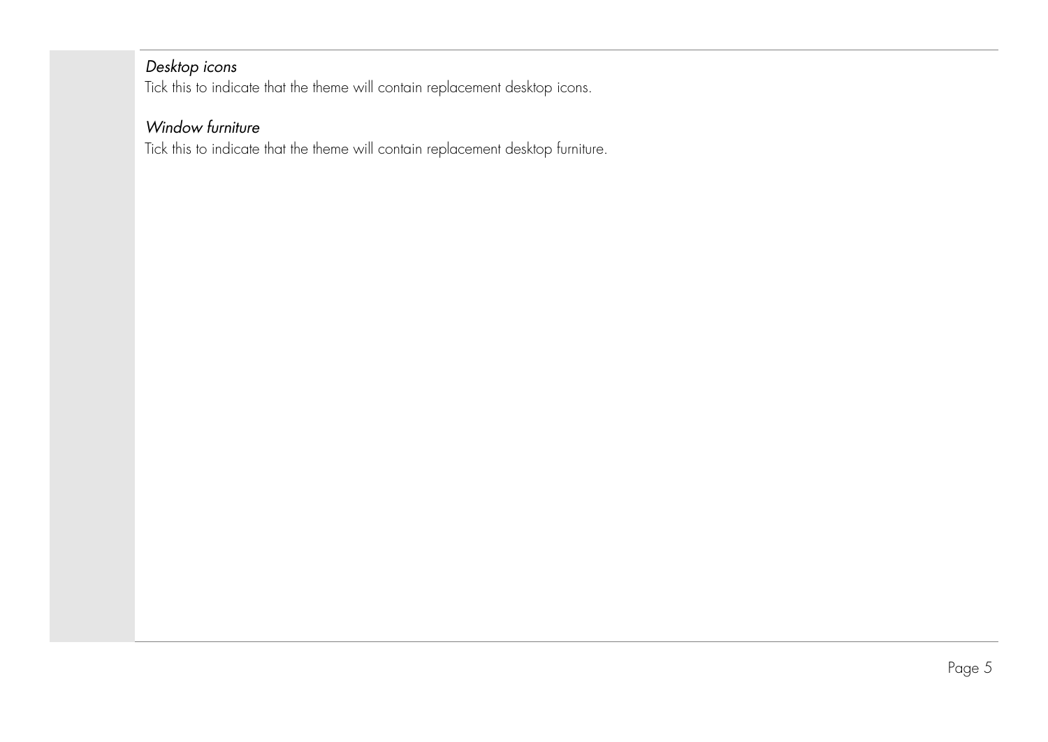*Desktop icons*

Tick this to indicate that the theme will contain replacement desktop icons.

*Window furniture*

Tick this to indicate that the theme will contain replacement desktop furniture.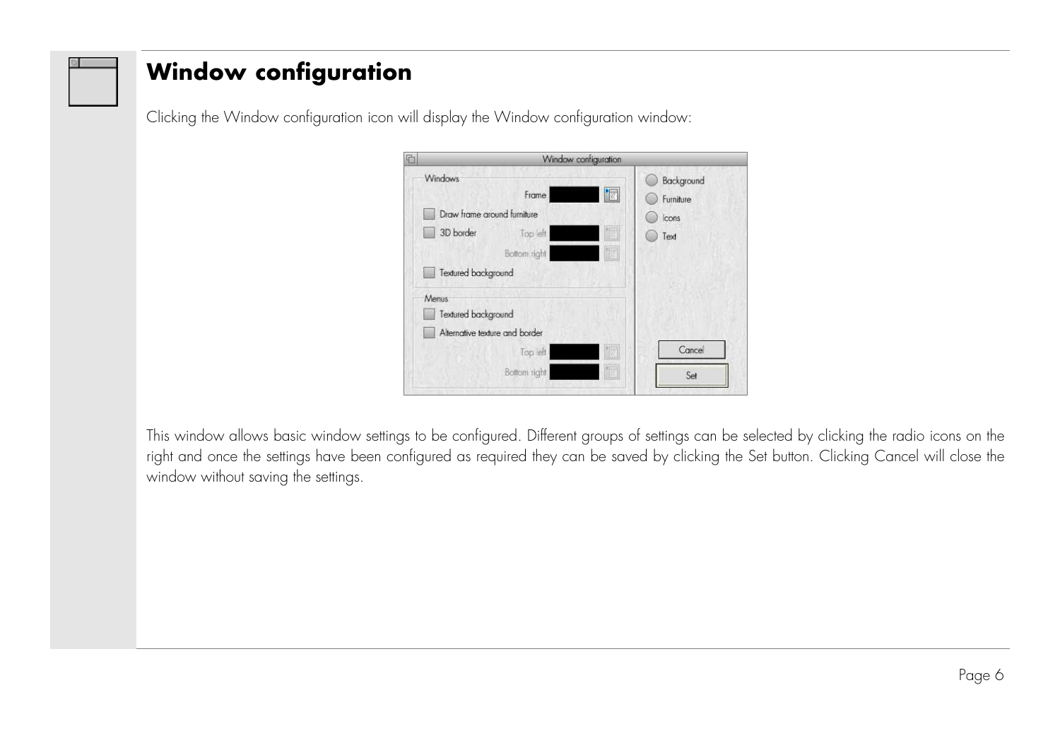# Window configuration

Clicking the Window configuration icon will display the Window configuration window:

This window allows basic window settings to be configured. Different groups of settings can be selected by clicking the radio icons on the right and once the settings have been configured as required they can be saved by clicking the Set button. Clicking Cancel will close the window without saving the settings.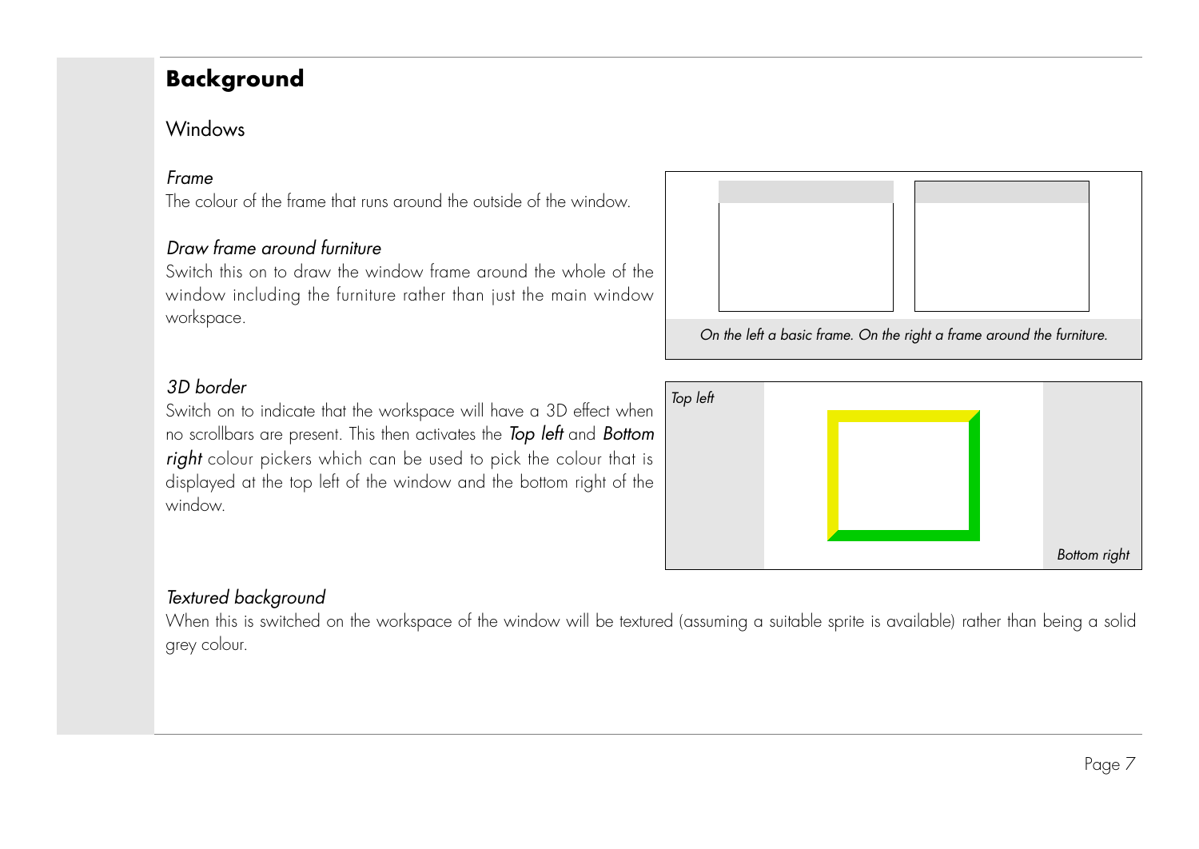# Background

## Windows

*Frame*

The colour of the frame that runs around the outside of the window.

*Draw frame around furniture*

Switch this on to draw the window frame around the whole of the window including the furniture rather than just the main window workspace.

*On the left a basic frame. On the right a frame around the furniture.*

*3D border*

Switch on to indicate that the workspace will have a 3D effect when no scrollbars are present. This then activates the ***Top left*** and ***Bottom right*** colour pickers which can be used to pick the colour that is displayed at the top left of the window and the bottom right of the window.

*Top left*

*Bottom right*

*Textured background*

When this is switched on the workspace of the window will be textured (assuming a suitable sprite is available) rather than being a solid grey colour.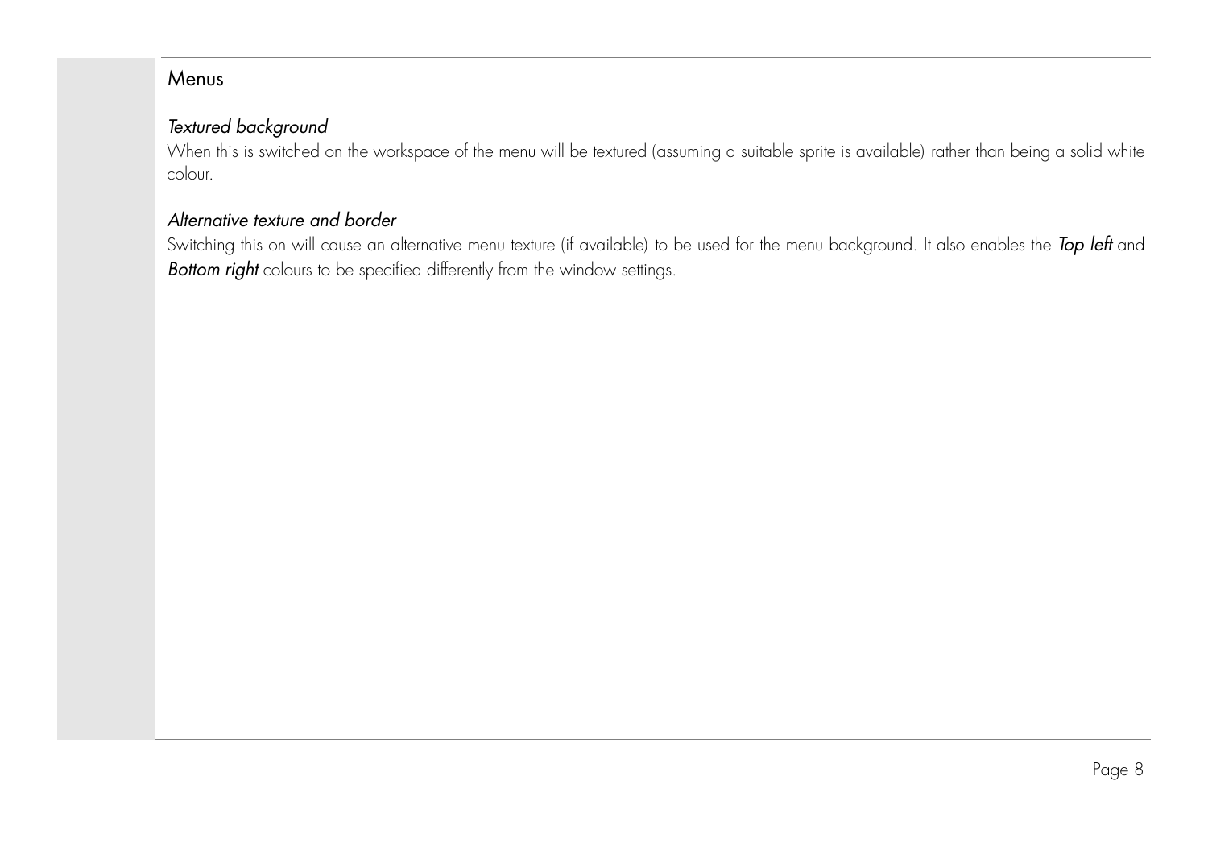## Menus

### *Textured background*

When this is switched on the workspace of the menu will be textured (assuming a suitable sprite is available) rather than being a solid white colour.

### *Alternative texture and border*

Switching this on will cause an alternative menu texture (if available) to be used for the menu background. It also enables the ***Top left*** and ***Bottom right*** colours to be specified differently from the window settings.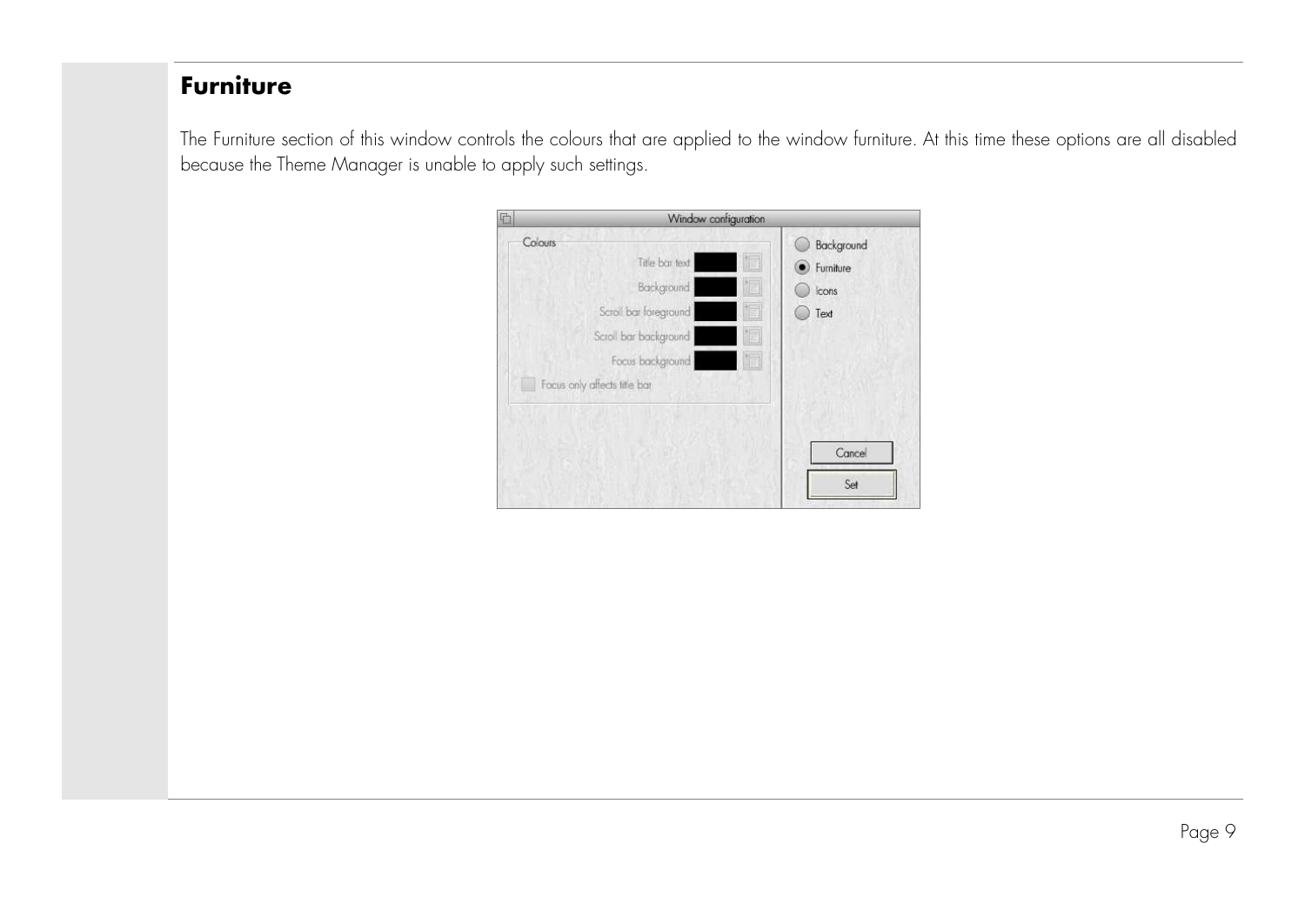## Furniture

The Furniture section of this window controls the colours that are applied to the window furniture. At this time these options are all disabled because the Theme Manager is unable to apply such settings.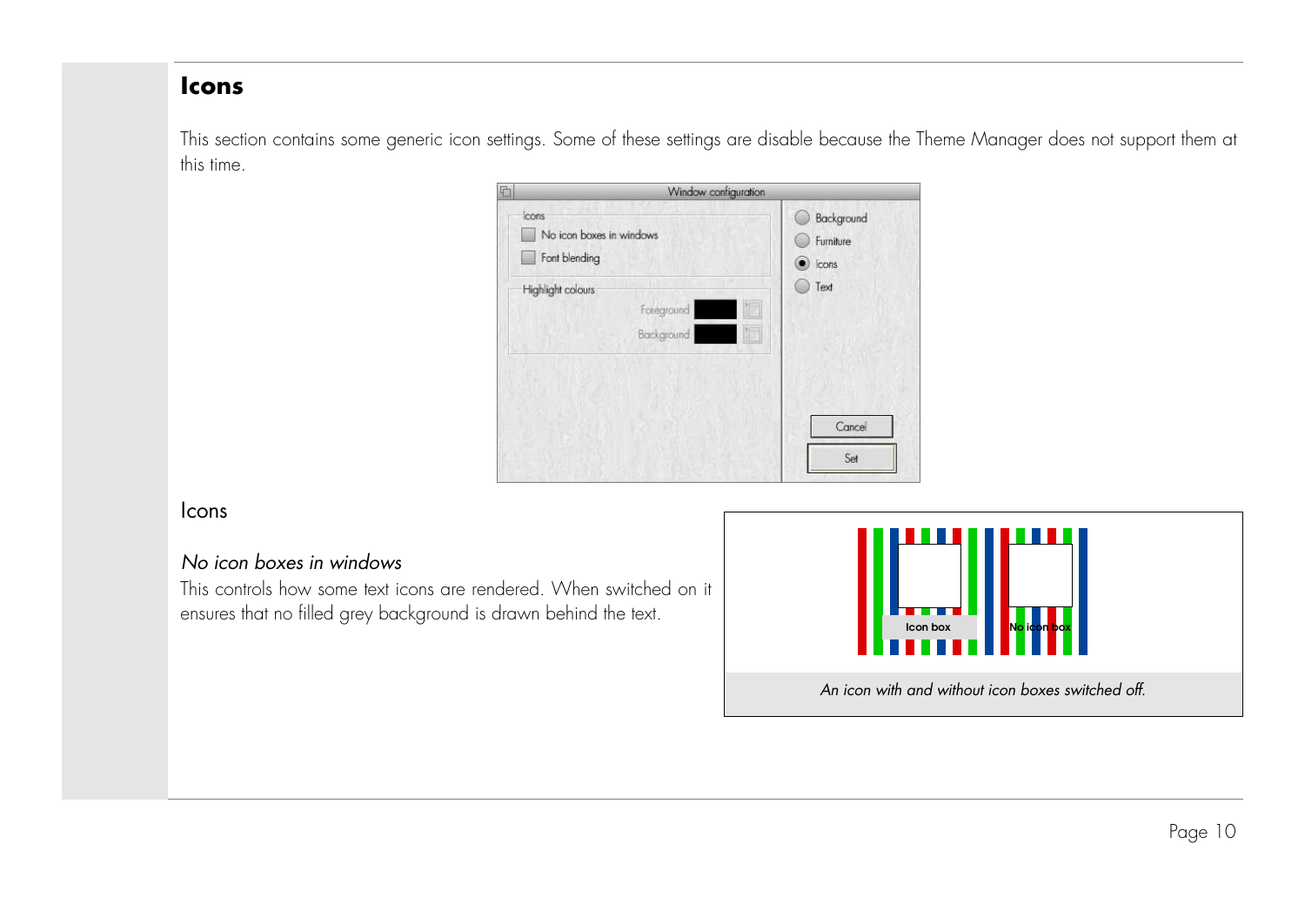## Icons

This section contains some generic icon settings. Some of these settings are disable because the Theme Manager does not support them at this time.

### Icons

*No icon boxes in windows*

This controls how some text icons are rendered. When switched on it ensures that no filled grey background is drawn behind the text.

*An icon with and without icon boxes switched off.*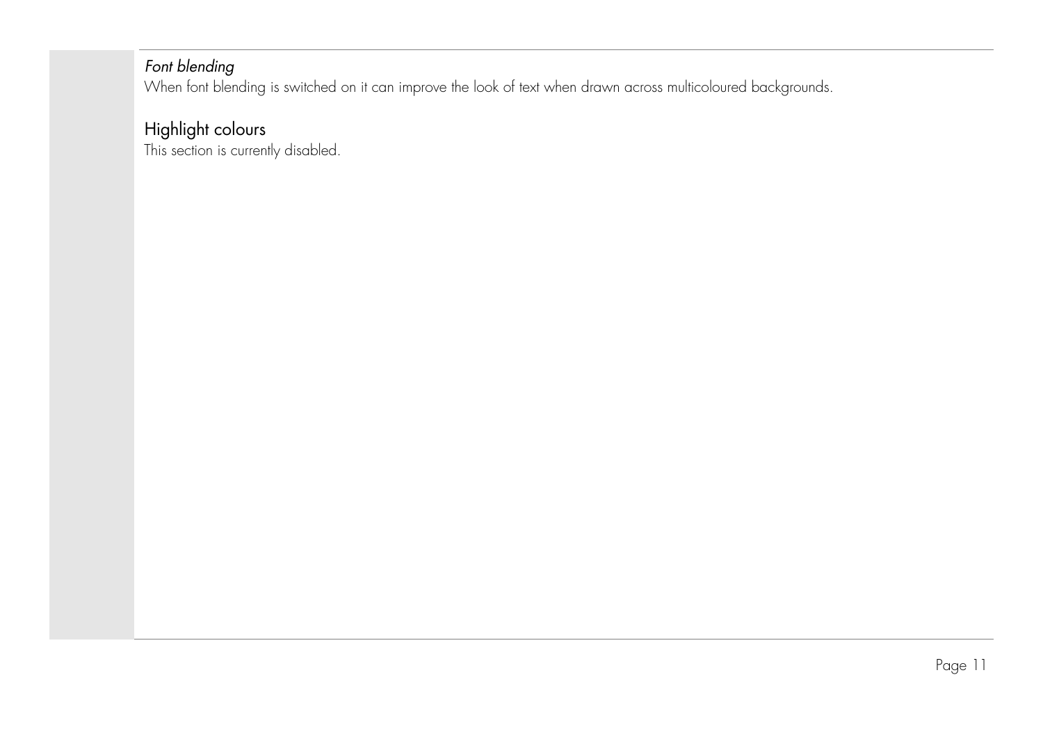*Font blending*

When font blending is switched on it can improve the look of text when drawn across multicoloured backgrounds.

## Highlight colours

This section is currently disabled.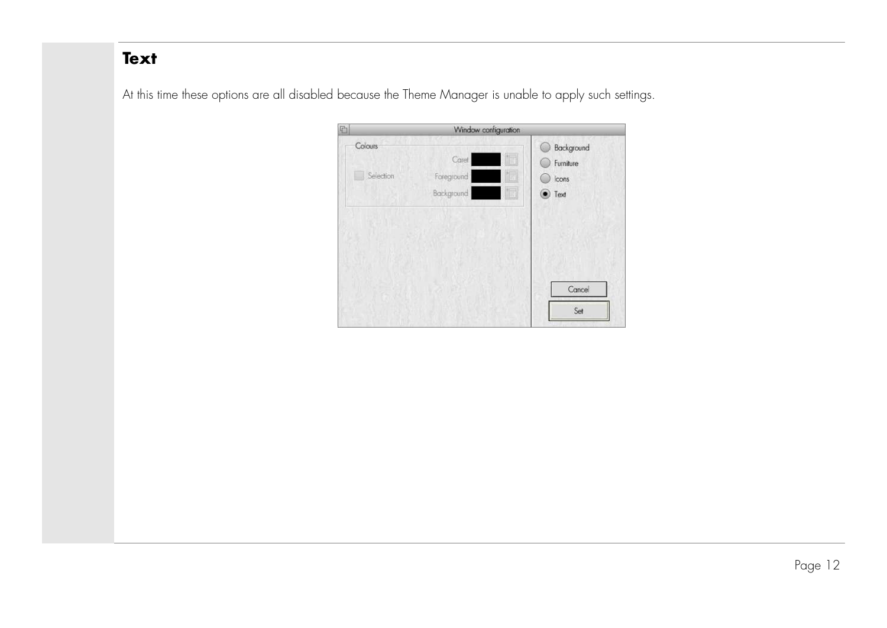## Text

At this time these options are all disabled because the Theme Manager is unable to apply such settings.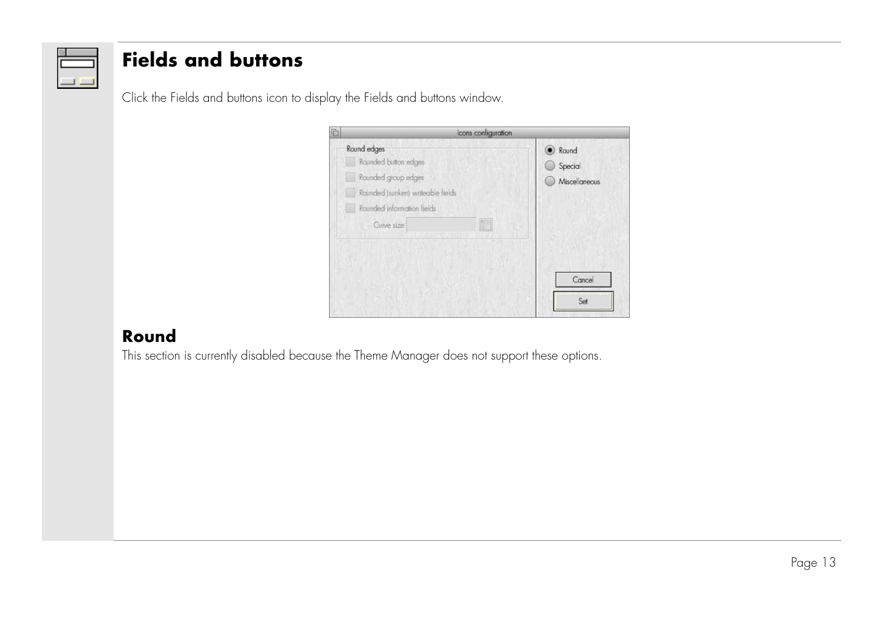# Fields and buttons

Click the Fields and buttons icon to display the Fields and buttons window.

## Round

This section is currently disabled because the Theme Manager does not support these options.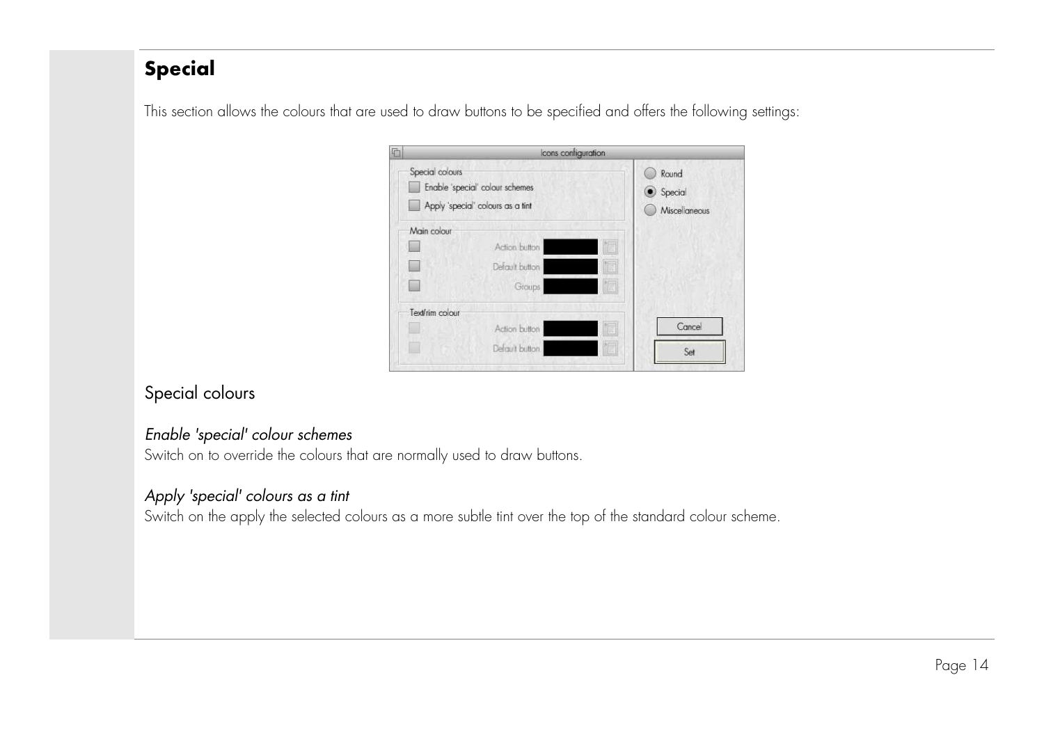## Special

This section allows the colours that are used to draw buttons to be specified and offers the following settings:

### Special colours

*Enable 'special' colour schemes*
Switch on to override the colours that are normally used to draw buttons.

*Apply 'special' colours as a tint*
Switch on the apply the selected colours as a more subtle tint over the top of the standard colour scheme.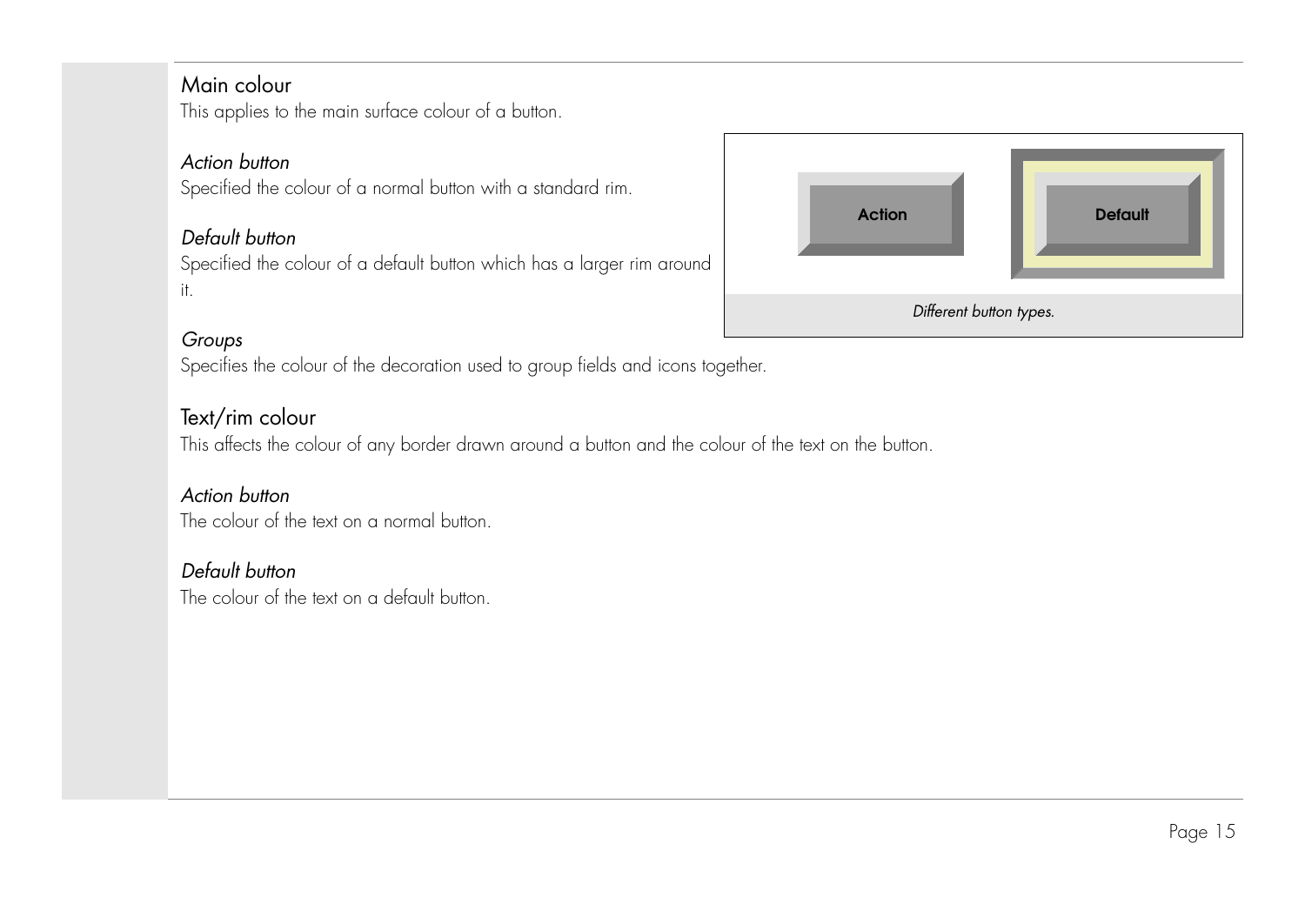## Main colour

This applies to the main surface colour of a button.

### *Action button*

Specified the colour of a normal button with a standard rim.

### *Default button*

Specified the colour of a default button which has a larger rim around it.

*Different button types.*

### *Groups*

Specifies the colour of the decoration used to group fields and icons together.

## Text/rim colour

This affects the colour of any border drawn around a button and the colour of the text on the button.

### *Action button*

The colour of the text on a normal button.

### *Default button*

The colour of the text on a default button.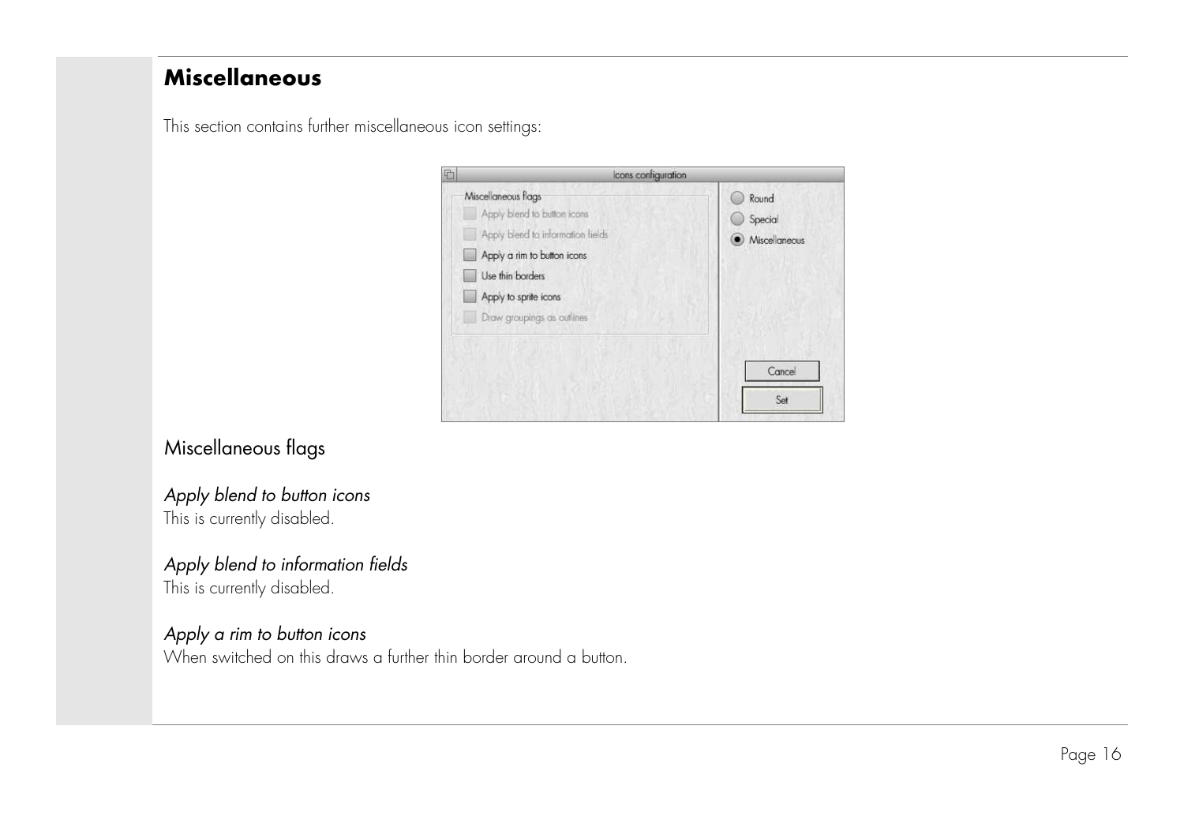## Miscellaneous

This section contains further miscellaneous icon settings:

### Miscellaneous flags

*Apply blend to button icons*
This is currently disabled.

*Apply blend to information fields*
This is currently disabled.

*Apply a rim to button icons*
When switched on this draws a further thin border around a button.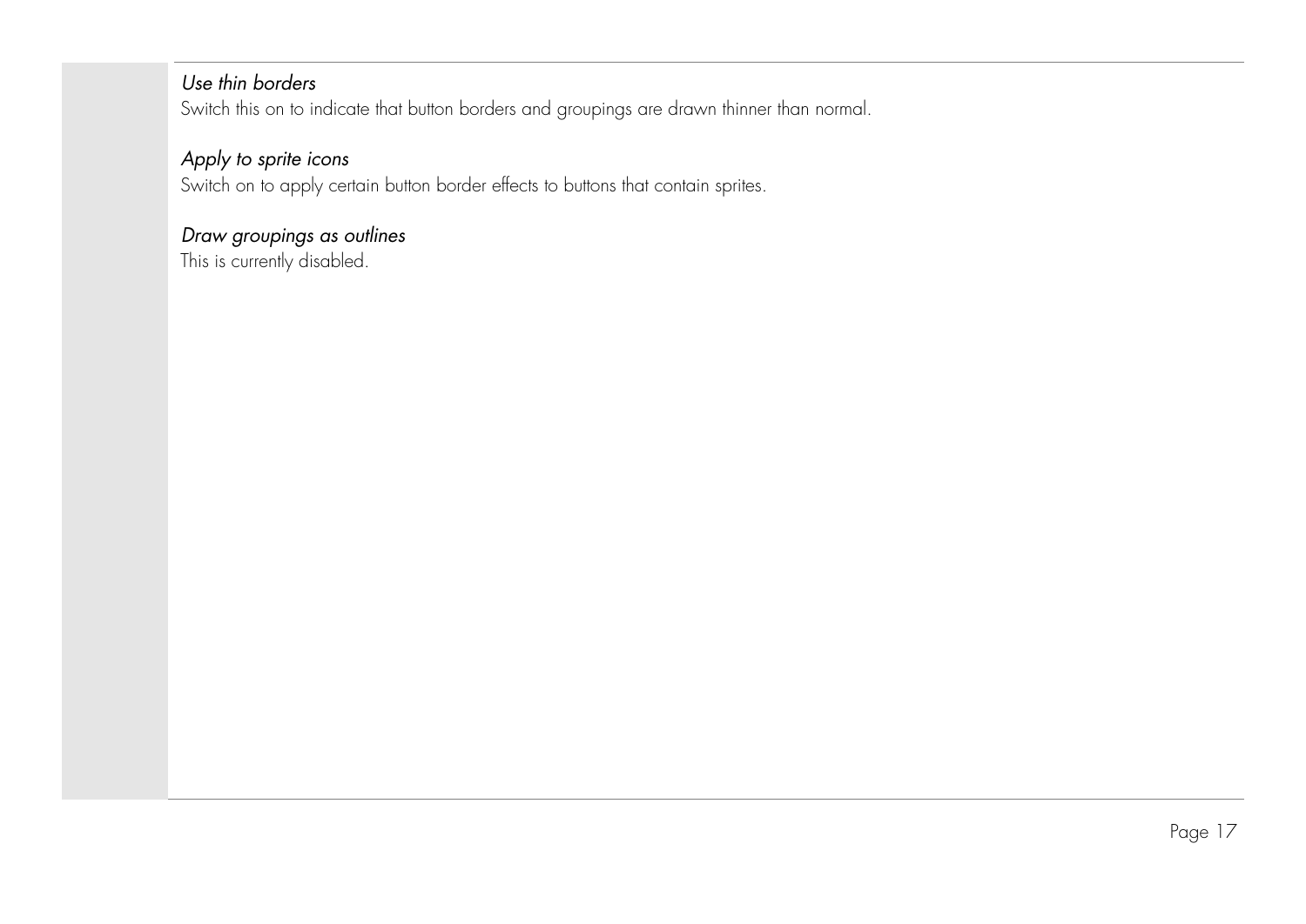*Use thin borders*
Switch this on to indicate that button borders and groupings are drawn thinner than normal.

*Apply to sprite icons*
Switch on to apply certain button border effects to buttons that contain sprites.

*Draw groupings as outlines*
This is currently disabled.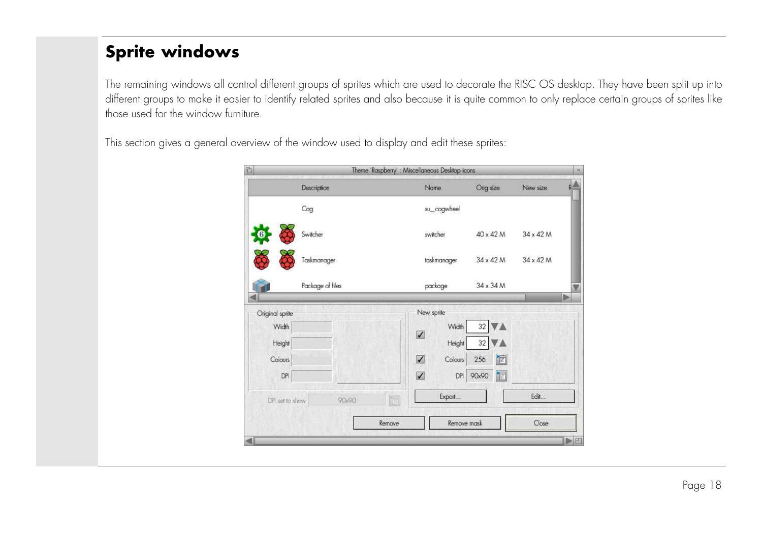## Sprite windows

The remaining windows all control different groups of sprites which are used to decorate the RISC OS desktop. They have been split up into different groups to make it easier to identify related sprites and also because it is quite common to only replace certain groups of sprites like those used for the window furniture.

This section gives a general overview of the window used to display and edit these sprites: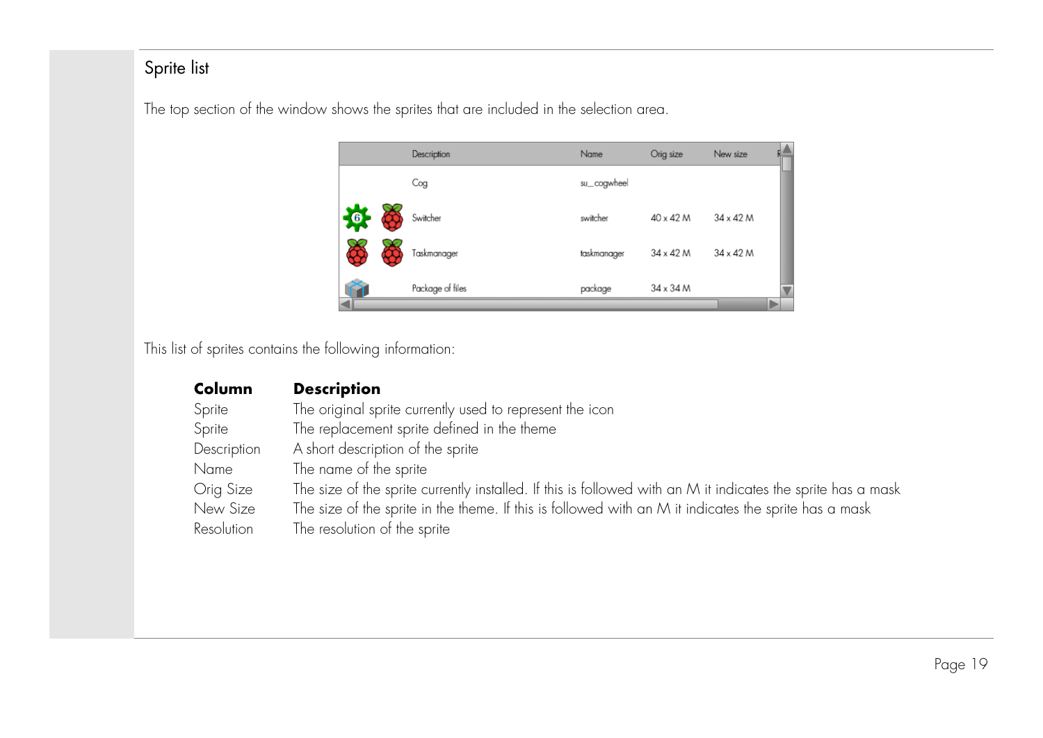## Sprite list

The top section of the window shows the sprites that are included in the selection area.

This list of sprites contains the following information:

| Column | Description |
|---|---|
| Sprite | The original sprite currently used to represent the icon |
| Sprite | The replacement sprite defined in the theme |
| Description | A short description of the sprite |
| Name | The name of the sprite |
| Orig Size | The size of the sprite currently installed. If this is followed with an M it indicates the sprite has a mask |
| New Size | The size of the sprite in the theme. If this is followed with an M it indicates the sprite has a mask |
| Resolution | The resolution of the sprite |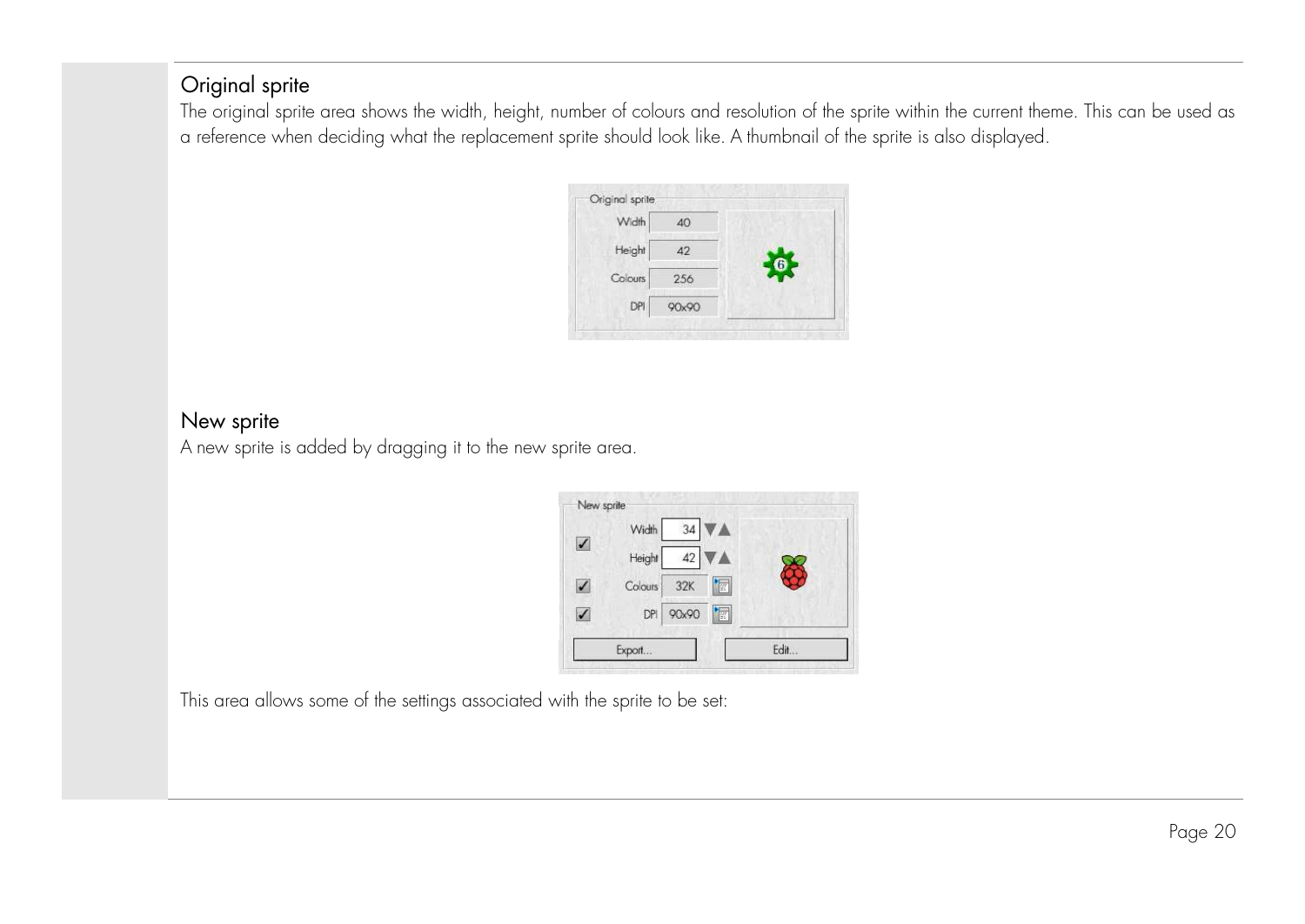## Original sprite

The original sprite area shows the width, height, number of colours and resolution of the sprite within the current theme. This can be used as a reference when deciding what the replacement sprite should look like. A thumbnail of the sprite is also displayed.

## New sprite

A new sprite is added by dragging it to the new sprite area.

This area allows some of the settings associated with the sprite to be set: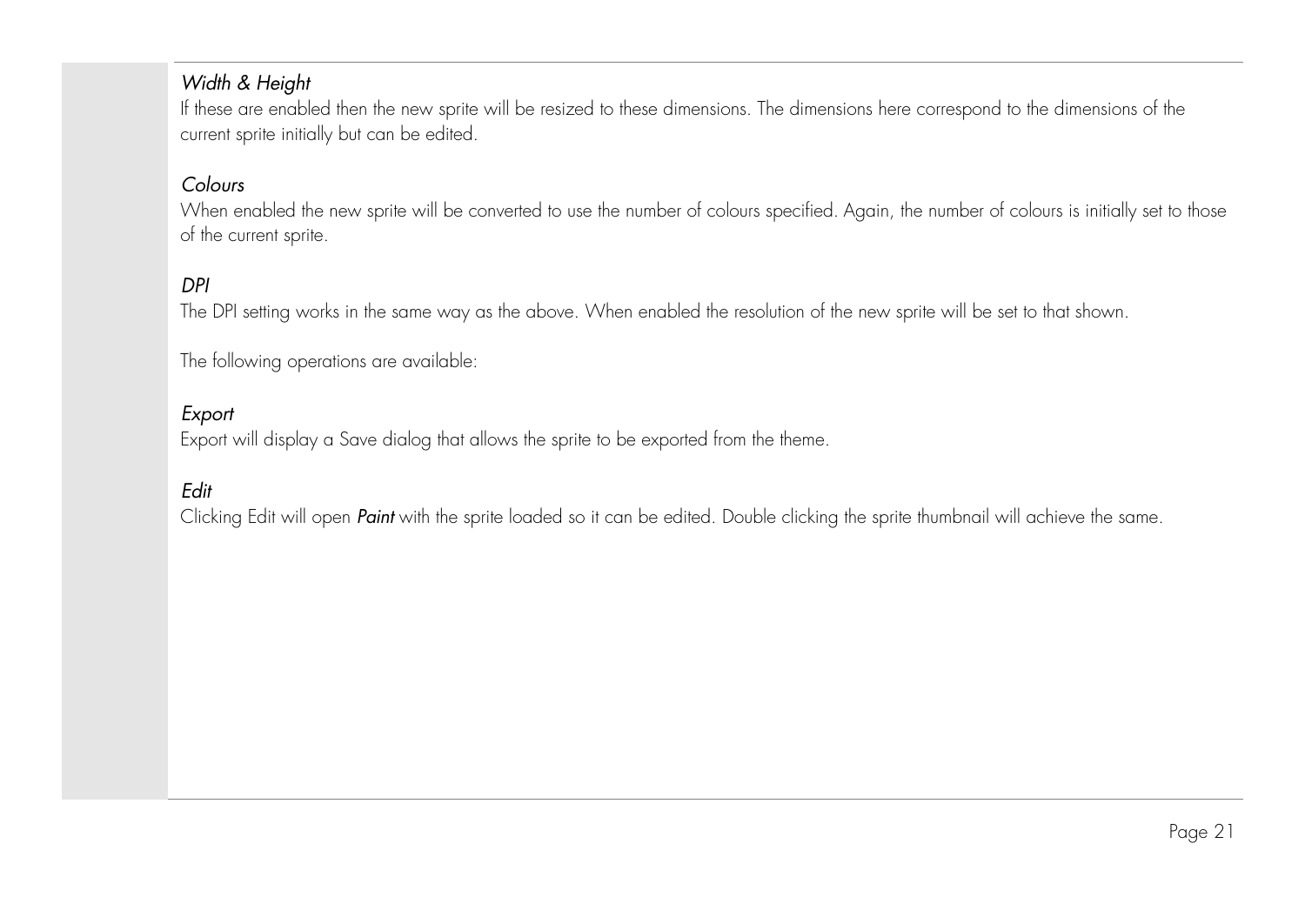*Width & Height*

If these are enabled then the new sprite will be resized to these dimensions. The dimensions here correspond to the dimensions of the current sprite initially but can be edited.

*Colours*

When enabled the new sprite will be converted to use the number of colours specified. Again, the number of colours is initially set to those of the current sprite.

*DPI*

The DPI setting works in the same way as the above. When enabled the resolution of the new sprite will be set to that shown.

The following operations are available:

*Export*

Export will display a Save dialog that allows the sprite to be exported from the theme.

*Edit*

Clicking Edit will open ***Paint*** with the sprite loaded so it can be edited. Double clicking the sprite thumbnail will achieve the same.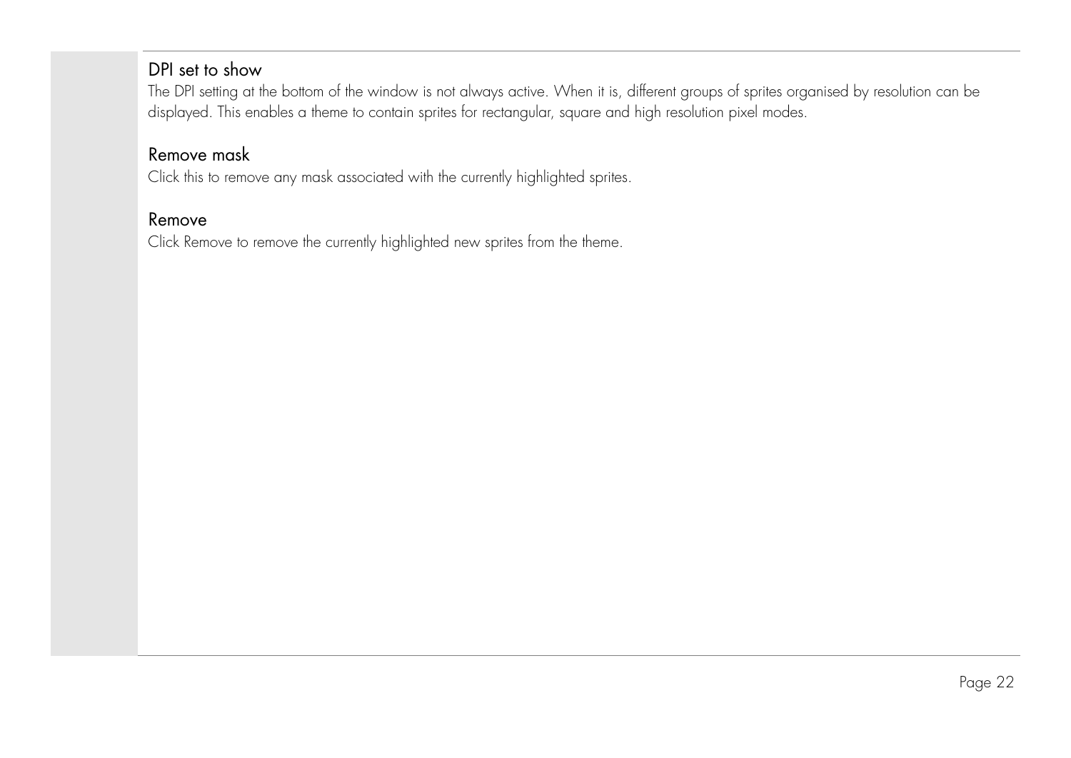### DPI set to show

The DPI setting at the bottom of the window is not always active. When it is, different groups of sprites organised by resolution can be displayed. This enables a theme to contain sprites for rectangular, square and high resolution pixel modes.

### Remove mask

Click this to remove any mask associated with the currently highlighted sprites.

### Remove

Click Remove to remove the currently highlighted new sprites from the theme.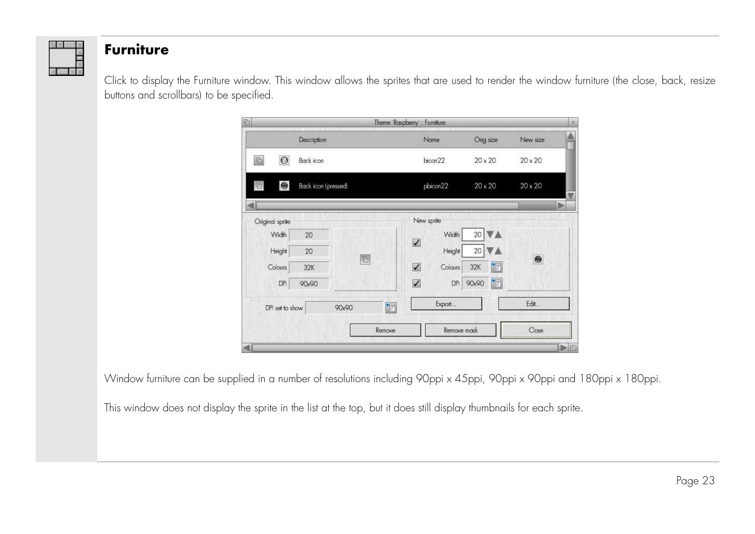## Furniture

Click to display the Furniture window. This window allows the sprites that are used to render the window furniture (the close, back, resize buttons and scrollbars) to be specified.

Window furniture can be supplied in a number of resolutions including 90ppi x 45ppi, 90ppi x 90ppi and 180ppi x 180ppi.

This window does not display the sprite in the list at the top, but it does still display thumbnails for each sprite.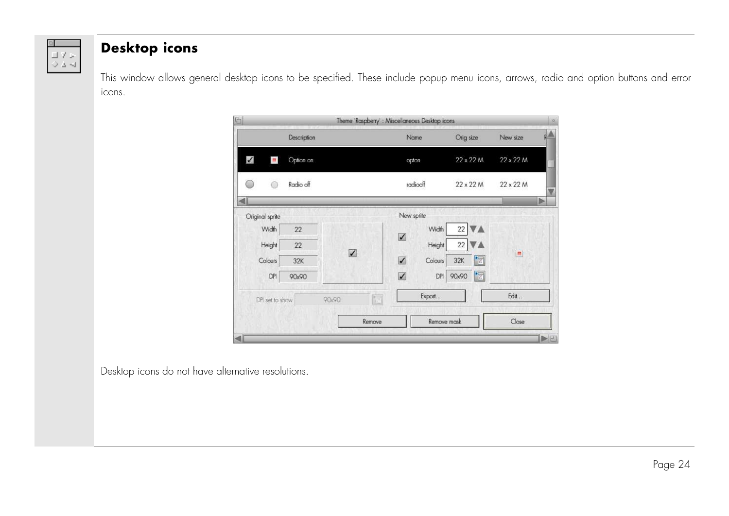## Desktop icons

This window allows general desktop icons to be specified. These include popup menu icons, arrows, radio and option buttons and error icons.

Desktop icons do not have alternative resolutions.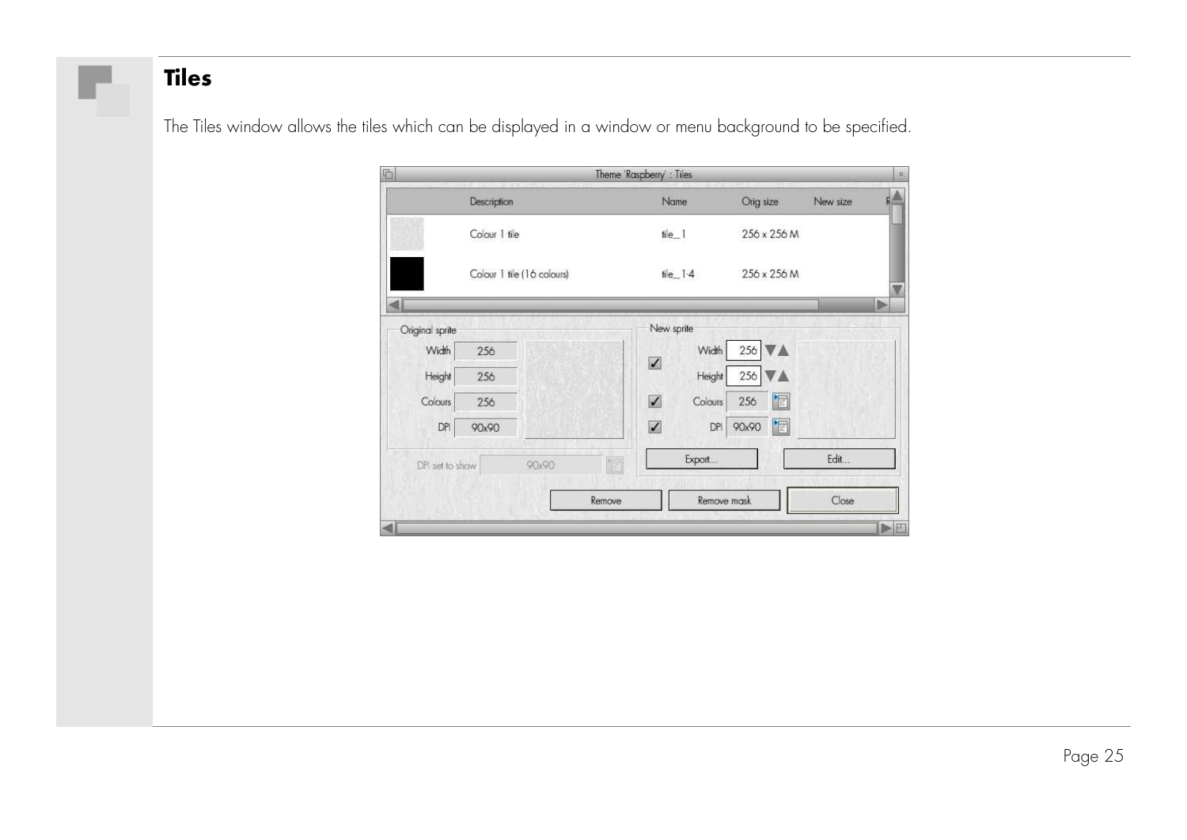## Tiles

The Tiles window allows the tiles which can be displayed in a window or menu background to be specified.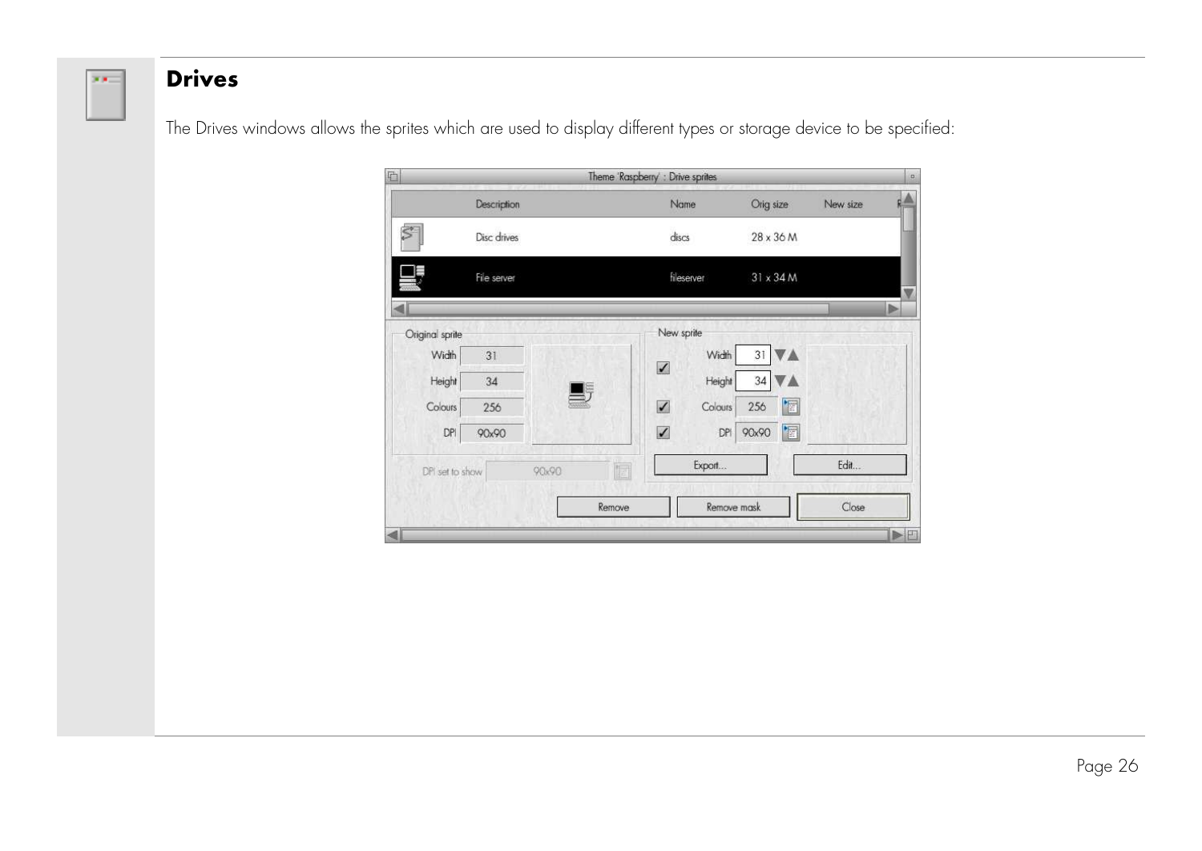# Drives

The Drives windows allows the sprites which are used to display different types or storage device to be specified: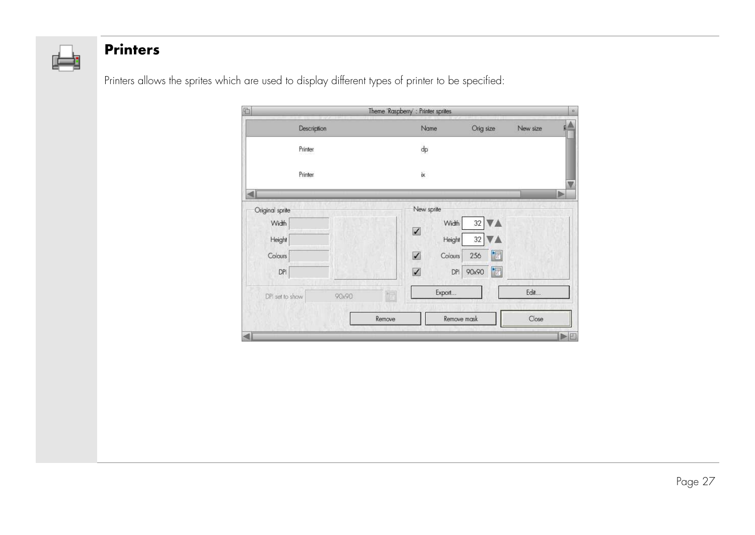## Printers

Printers allows the sprites which are used to display different types of printer to be specified: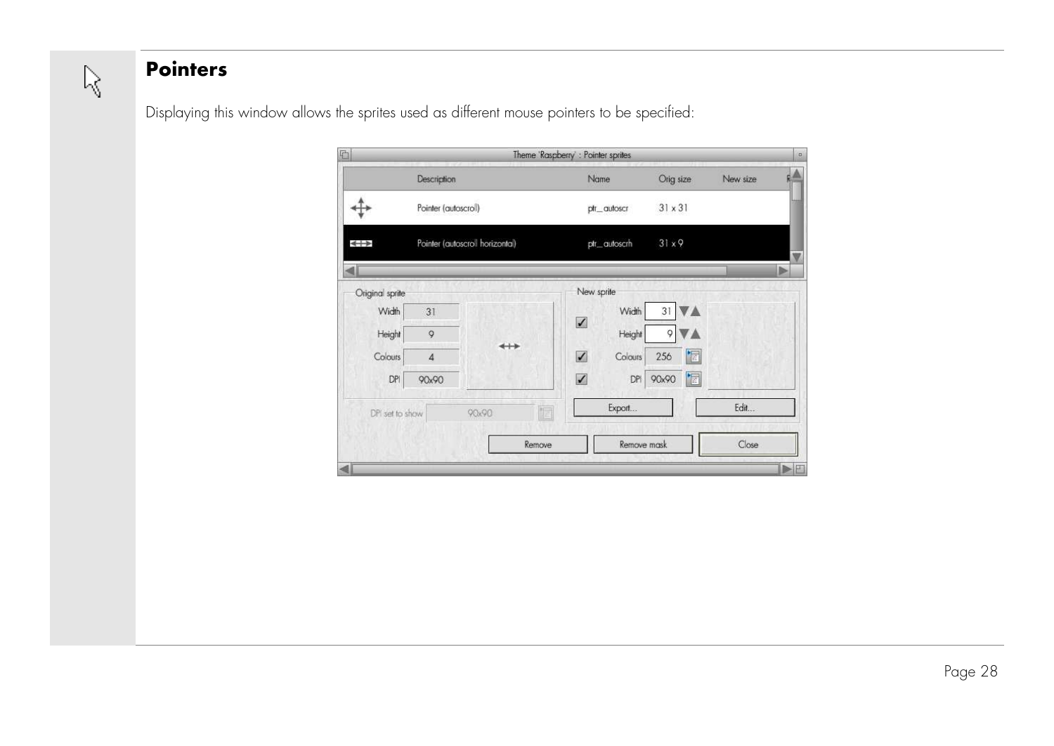## Pointers

Displaying this window allows the sprites used as different mouse pointers to be specified: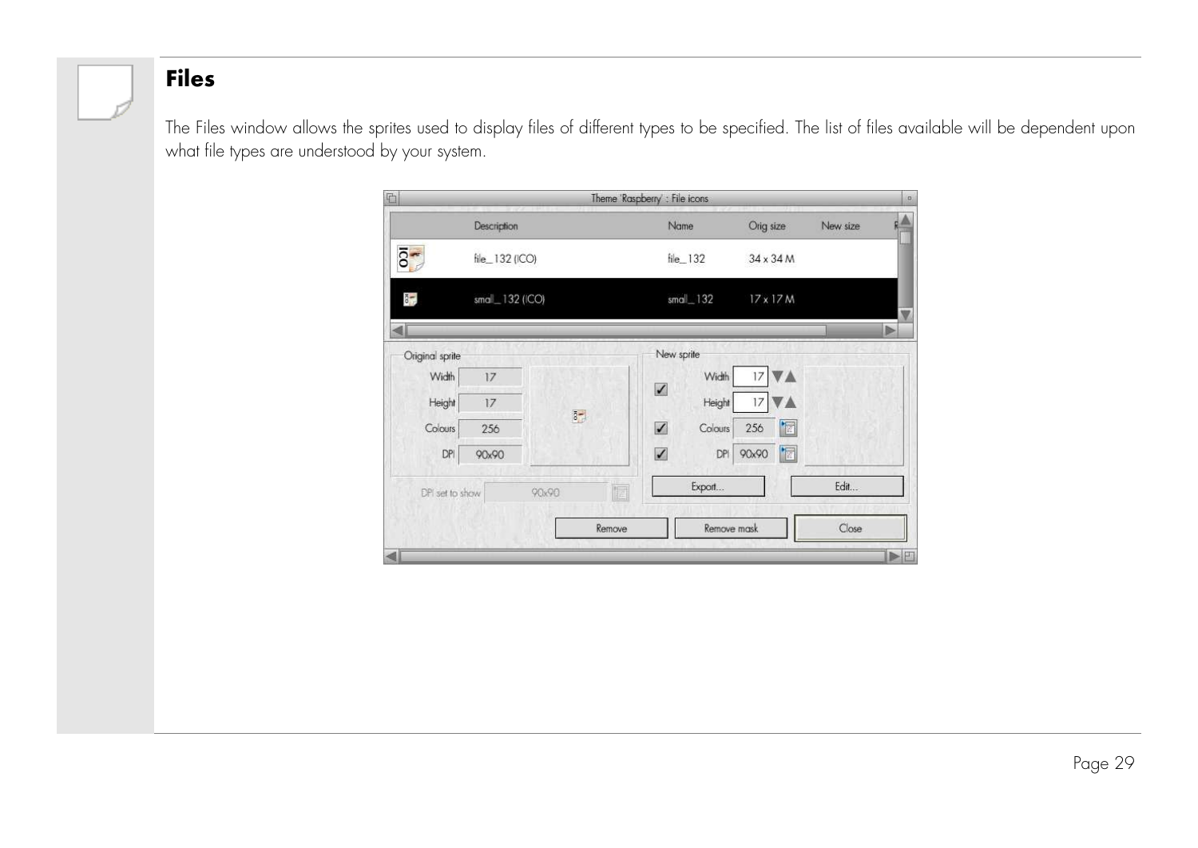## Files

The Files window allows the sprites used to display files of different types to be specified. The list of files available will be dependent upon what file types are understood by your system.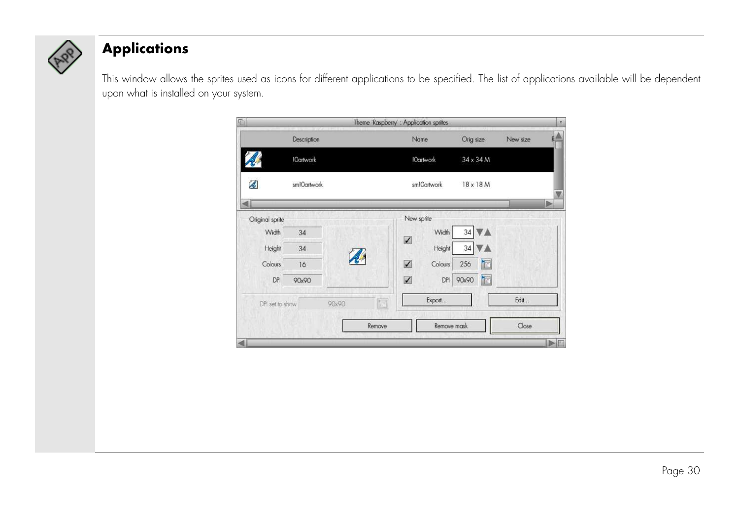## Applications

This window allows the sprites used as icons for different applications to be specified. The list of applications available will be dependent upon what is installed on your system.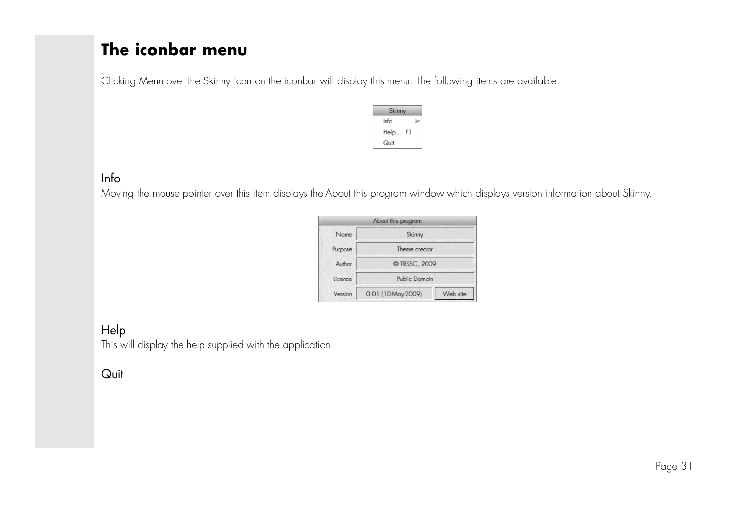# The iconbar menu

Clicking Menu over the Skinny icon on the iconbar will display this menu. The following items are available:

## Info

Moving the mouse pointer over this item displays the About this program window which displays version information about Skinny.

## Help

This will display the help supplied with the application.

## Quit